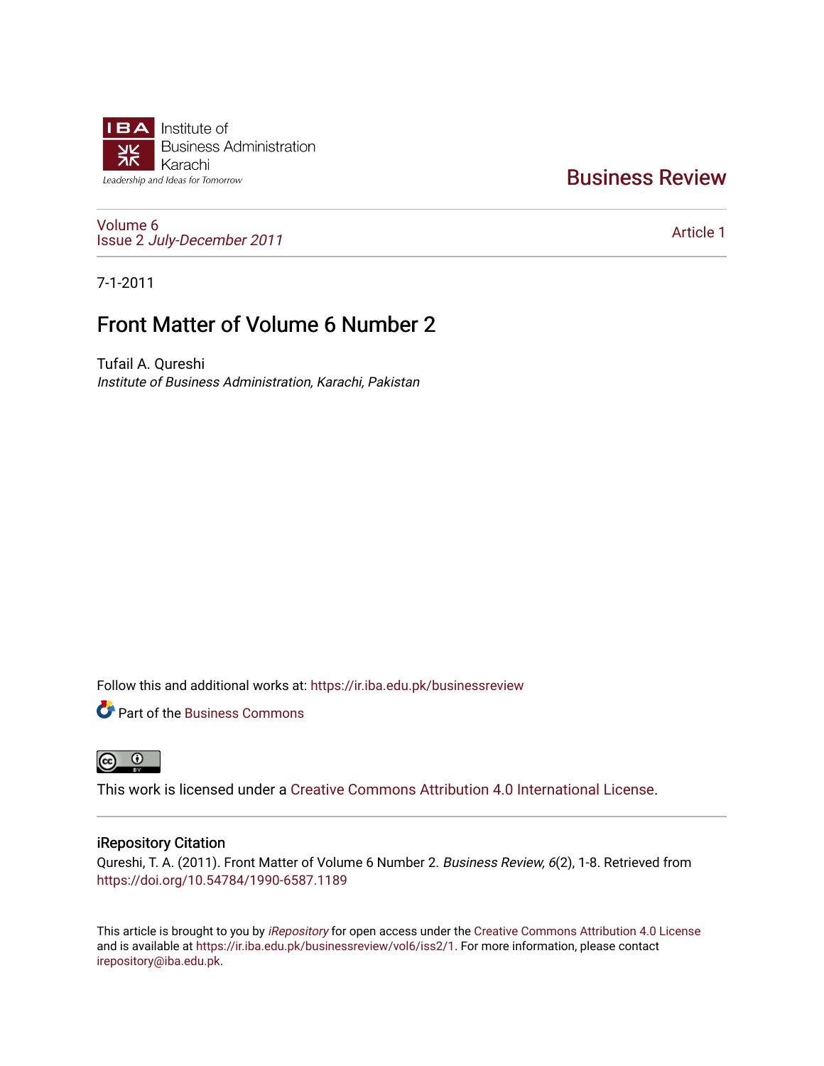Institute of Business Administration Karachi

Leadership and Ideas for Tomorrow

# Business Review

Volume 6
Issue 2 *July-December 2011*

Article 1

7-1-2011

## Front Matter of Volume 6 Number 2

Tufail A. Qureshi
*Institute of Business Administration, Karachi, Pakistan*

Follow this and additional works at: https://ir.iba.edu.pk/businessreview

Part of the Business Commons

This work is licensed under a Creative Commons Attribution 4.0 International License.

### iRepository Citation

Qureshi, T. A. (2011). Front Matter of Volume 6 Number 2. *Business Review, 6*(2), 1-8. Retrieved from https://doi.org/10.54784/1990-6587.1189

This article is brought to you by *iRepository* for open access under the Creative Commons Attribution 4.0 License and is available at https://ir.iba.edu.pk/businessreview/vol6/iss2/1. For more information, please contact irepository@iba.edu.pk.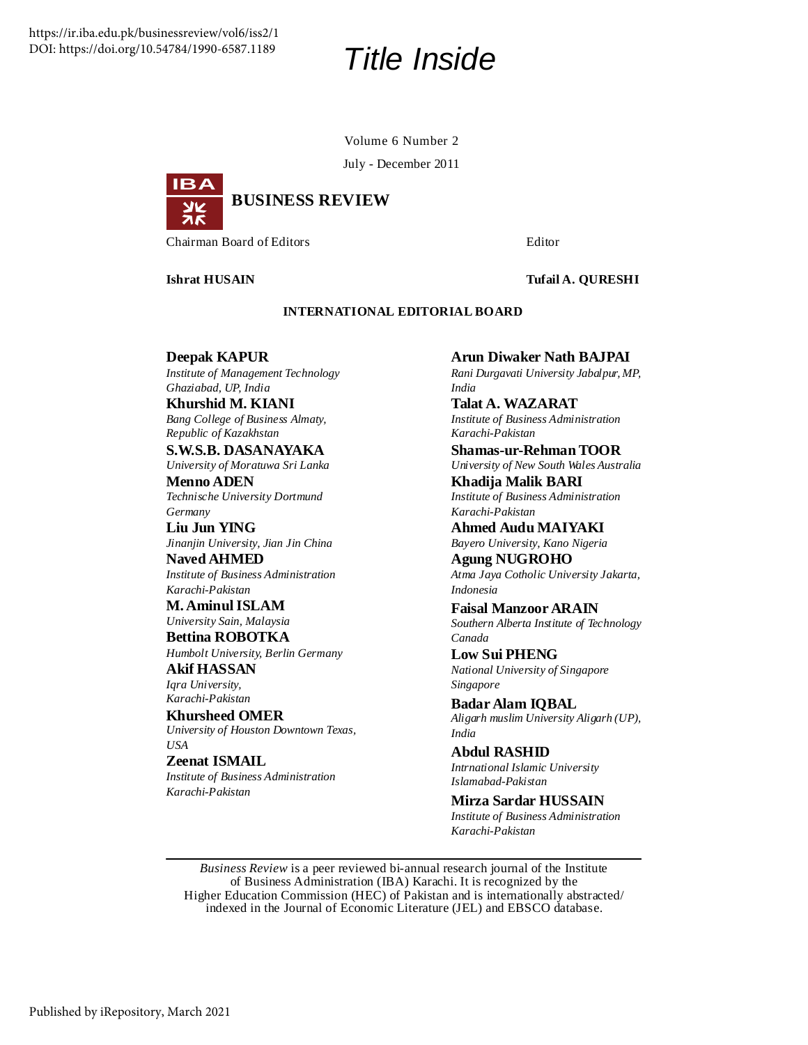# Title Inside

Volume 6 Number 2

July - December 2011

**BUSINESS REVIEW**

Chairman Board of Editors

**Ishrat HUSAIN**

Editor

**Tufail A. QURESHI**

**INTERNATIONAL EDITORIAL BOARD**

**Deepak KAPUR**
*Institute of Management Technology Ghaziabad, UP, India*

**Khurshid M. KIANI**
*Bang College of Business Almaty, Republic of Kazakhstan*

**S.W.S.B. DASANAYAKA**
*University of Moratuwa Sri Lanka*

**Menno ADEN**
*Technische University Dortmund Germany*

**Liu Jun YING**
*Jinanjin University, Jian Jin China*

**Naved AHMED**
*Institute of Business Administration Karachi-Pakistan*

**M. Aminul ISLAM**
*University Sain, Malaysia*

**Bettina ROBOTKA**
*Humbolt University, Berlin Germany*

**Akif HASSAN**
*Iqra University, Karachi-Pakistan*

**Khursheed OMER**
*University of Houston Downtown Texas, USA*

**Zeenat ISMAIL**
*Institute of Business Administration Karachi-Pakistan*

**Arun Diwaker Nath BAJPAI**
*Rani Durgavati University Jabalpur, MP, India*

**Talat A. WAZARAT**
*Institute of Business Administration Karachi-Pakistan*

**Shamas-ur-Rehman TOOR**
*University of New South Wales Australia*

**Khadija Malik BARI**
*Institute of Business Administration Karachi-Pakistan*

**Ahmed Audu MAIYAKI**
*Bayero University, Kano Nigeria*

**Agung NUGROHO**
*Atma Jaya Cotholic University Jakarta, Indonesia*

**Faisal Manzoor ARAIN**
*Southern Alberta Institute of Technology Canada*

**Low Sui PHENG**
*National University of Singapore Singapore*

**Badar Alam IQBAL**
*Aligarh muslim University Aligarh (UP), India*

**Abdul RASHID**
*Intrnational Islamic University Islamabad-Pakistan*

**Mirza Sardar HUSSAIN**
*Institute of Business Administration Karachi-Pakistan*

---

*Business Review* is a peer reviewed bi-annual research journal of the Institute of Business Administration (IBA) Karachi. It is recognized by the Higher Education Commission (HEC) of Pakistan and is internationally abstracted/ indexed in the Journal of Economic Literature (JEL) and EBSCO database.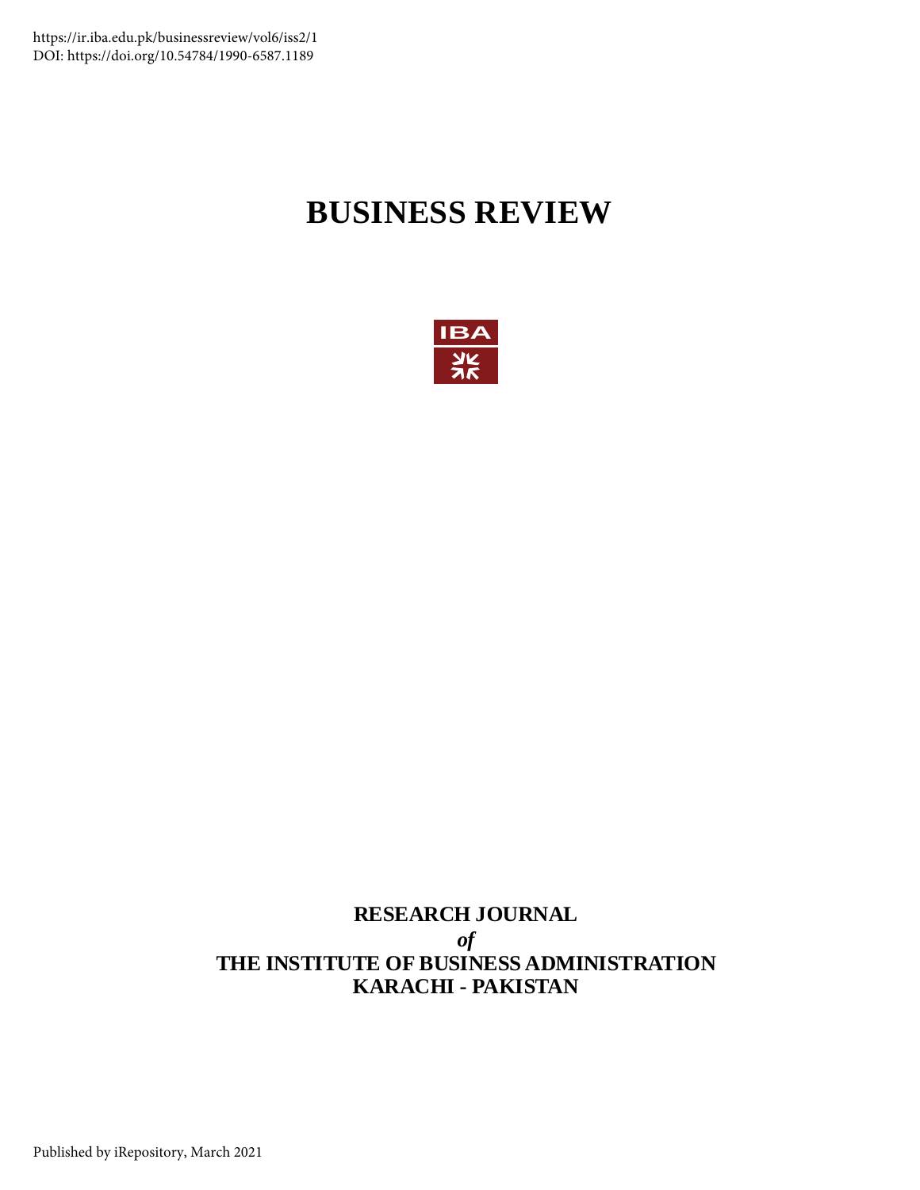https://ir.iba.edu.pk/businessreview/vol6/iss2/1
DOI: https://doi.org/10.54784/1990-6587.1189

# BUSINESS REVIEW

**RESEARCH JOURNAL**
***of***
**THE INSTITUTE OF BUSINESS ADMINISTRATION**
**KARACHI - PAKISTAN**

Published by iRepository, March 2021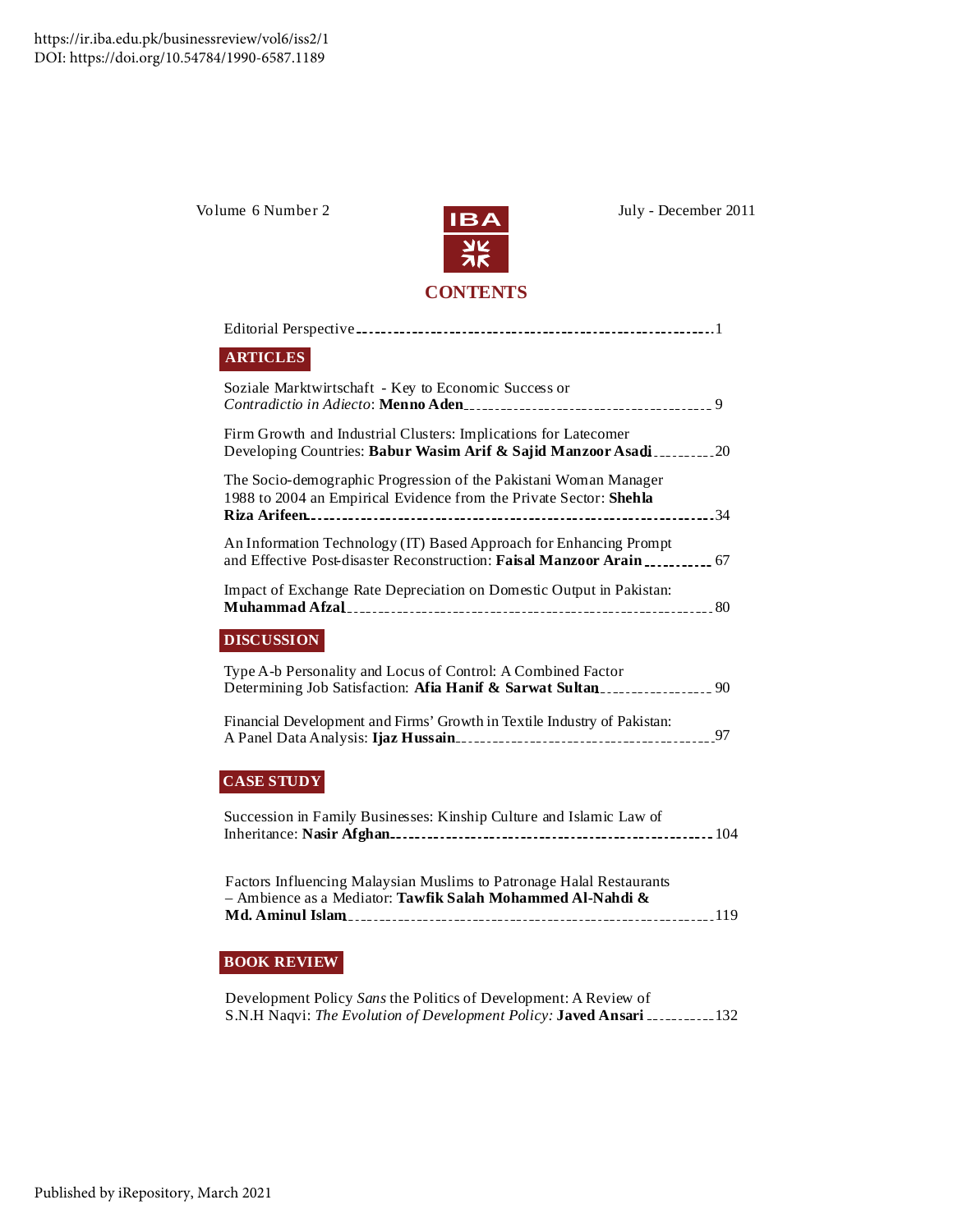https://ir.iba.edu.pk/businessreview/vol6/iss2/1
DOI: https://doi.org/10.54784/1990-6587.1189

Volume 6 Number 2 — July - December 2011

IBA

# CONTENTS

Editorial Perspective ........ 1

## ARTICLES

Soziale Marktwirtschaft - Key to Economic Success or *Contradictio in Adiecto*: **Menno Aden** ........ 9

Firm Growth and Industrial Clusters: Implications for Latecomer Developing Countries: **Babur Wasim Arif & Sajid Manzoor Asadi** ........ 20

The Socio-demographic Progression of the Pakistani Woman Manager 1988 to 2004 an Empirical Evidence from the Private Sector: **Shehla Riza Arifeen** ........ 34

An Information Technology (IT) Based Approach for Enhancing Prompt and Effective Post-disaster Reconstruction: **Faisal Manzoor Arain** ........ 67

Impact of Exchange Rate Depreciation on Domestic Output in Pakistan: **Muhammad Afzal** ........ 80

## DISCUSSION

Type A-b Personality and Locus of Control: A Combined Factor Determining Job Satisfaction: **Afia Hanif & Sarwat Sultan** ........ 90

Financial Development and Firms' Growth in Textile Industry of Pakistan: A Panel Data Analysis: **Ijaz Hussain** ........ 97

## CASE STUDY

Succession in Family Businesses: Kinship Culture and Islamic Law of Inheritance: **Nasir Afghan** ........ 104

Factors Influencing Malaysian Muslims to Patronage Halal Restaurants – Ambience as a Mediator: **Tawfik Salah Mohammed Al-Nahdi & Md. Aminul Islam** ........ 119

## BOOK REVIEW

Development Policy *Sans* the Politics of Development: A Review of S.N.H Naqvi: *The Evolution of Development Policy:* **Javed Ansari** ........ 132

Published by iRepository, March 2021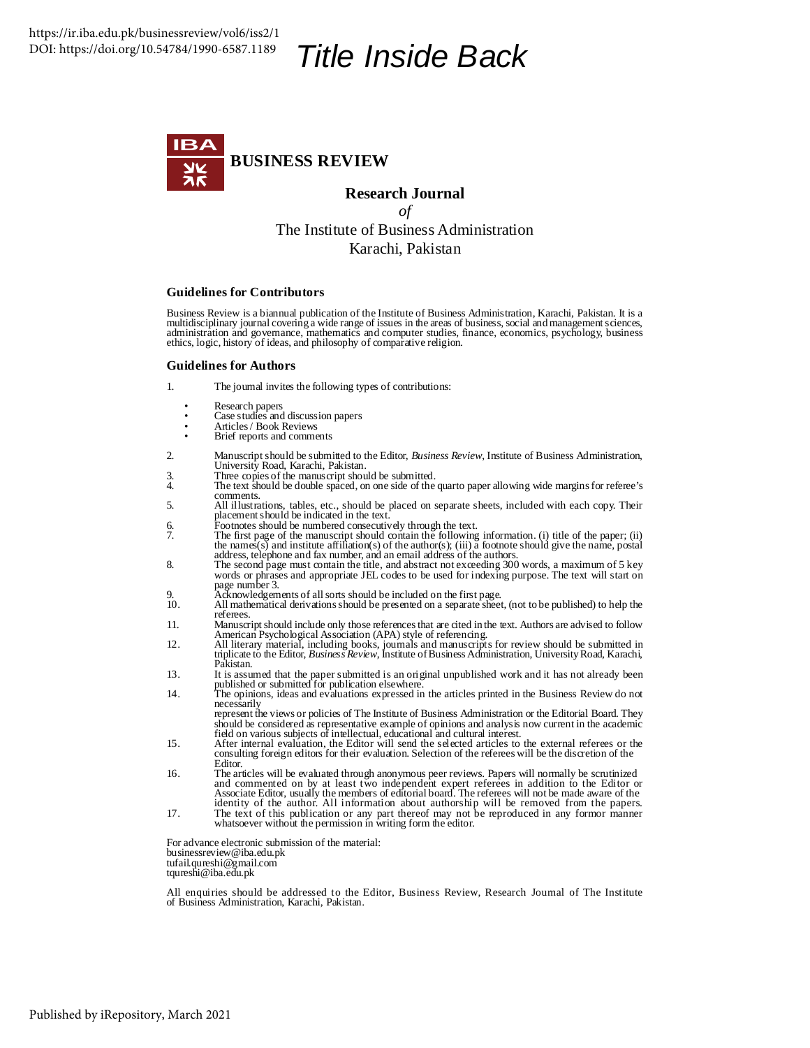# Title Inside Back

**BUSINESS REVIEW**

**Research Journal**

*of*

The Institute of Business Administration

Karachi, Pakistan

### Guidelines for Contributors

Business Review is a biannual publication of the Institute of Business Administration, Karachi, Pakistan. It is a multidisciplinary journal covering a wide range of issues in the areas of business, social and management sciences, administration and governance, mathematics and computer studies, finance, economics, psychology, business ethics, logic, history of ideas, and philosophy of comparative religion.

### Guidelines for Authors

1. The journal invites the following types of contributions:
   - Research papers
   - Case studies and discussion papers
   - Articles / Book Reviews
   - Brief reports and comments
2. Manuscript should be submitted to the Editor, *Business Review*, Institute of Business Administration, University Road, Karachi, Pakistan.
3. Three copies of the manuscript should be submitted.
4. The text should be double spaced, on one side of the quarto paper allowing wide margins for referee's comments.
5. All illustrations, tables, etc., should be placed on separate sheets, included with each copy. Their placement should be indicated in the text.
6. Footnotes should be numbered consecutively through the text.
7. The first page of the manuscript should contain the following information. (i) title of the paper; (ii) the names(s) and institute affiliation(s) of the author(s); (iii) a footnote should give the name, postal address, telephone and fax number, and an email address of the authors.
8. The second page must contain the title, and abstract not exceeding 300 words, a maximum of 5 key words or phrases and appropriate JEL codes to be used for indexing purpose. The text will start on page number 3.
9. Acknowledgements of all sorts should be included on the first page.
10. All mathematical derivations should be presented on a separate sheet, (not to be published) to help the referees.
11. Manuscript should include only those references that are cited in the text. Authors are advised to follow American Psychological Association (APA) style of referencing.
12. All literary material, including books, journals and manuscripts for review should be submitted in triplicate to the Editor, *Business Review*, Institute of Business Administration, University Road, Karachi, Pakistan.
13. It is assumed that the paper submitted is an original unpublished work and it has not already been published or submitted for publication elsewhere.
14. The opinions, ideas and evaluations expressed in the articles printed in the Business Review do not necessarily represent the views or policies of The Institute of Business Administration or the Editorial Board. They should be considered as representative example of opinions and analysis now current in the academic field on various subjects of intellectual, educational and cultural interest.
15. After internal evaluation, the Editor will send the selected articles to the external referees or the consulting foreign editors for their evaluation. Selection of the referees will be the discretion of the Editor.
16. The articles will be evaluated through anonymous peer reviews. Papers will normally be scrutinized and commented on by at least two independent expert referees in addition to the Editor or Associate Editor, usually the members of editorial board. The referees will not be made aware of the identity of the author. All information about authorship will be removed from the papers.
17. The text of this publication or any part thereof may not be reproduced in any formor manner whatsoever without the permission in writing form the editor.

For advance electronic submission of the material:
businessreview@iba.edu.pk
tufail.qureshi@gmail.com
tqureshi@iba.edu.pk

All enquiries should be addressed to the Editor, Business Review, Research Journal of The Institute of Business Administration, Karachi, Pakistan.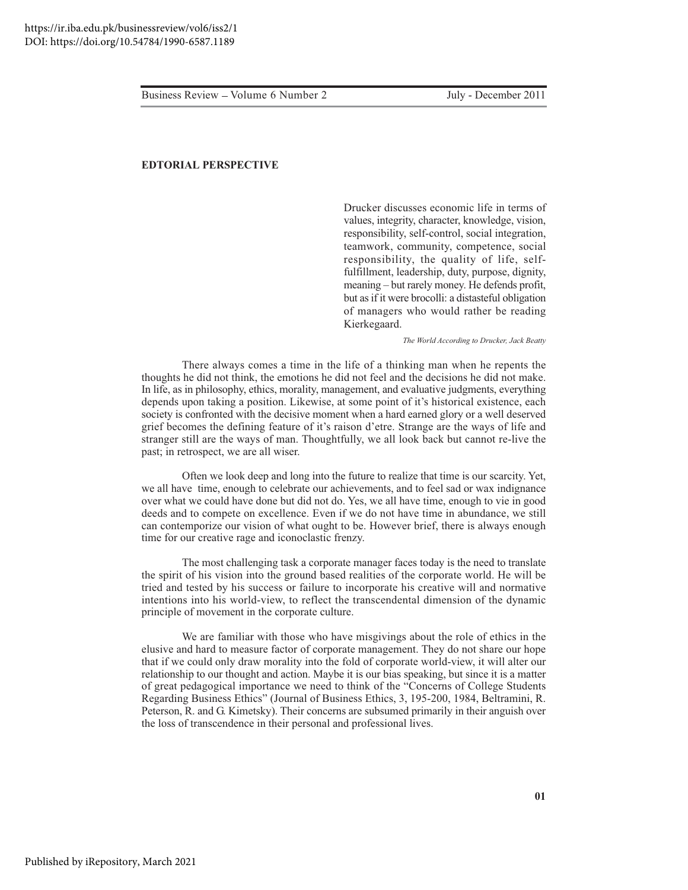**EDTORIAL PERSPECTIVE**

> Drucker discusses economic life in terms of values, integrity, character, knowledge, vision, responsibility, self-control, social integration, teamwork, community, competence, social responsibility, the quality of life, self-fulfillment, leadership, duty, purpose, dignity, meaning – but rarely money. He defends profit, but as if it were brocolli: a distasteful obligation of managers who would rather be reading Kierkegaard.
>
> *The World According to Drucker, Jack Beatty*

There always comes a time in the life of a thinking man when he repents the thoughts he did not think, the emotions he did not feel and the decisions he did not make. In life, as in philosophy, ethics, morality, management, and evaluative judgments, everything depends upon taking a position. Likewise, at some point of it's historical existence, each society is confronted with the decisive moment when a hard earned glory or a well deserved grief becomes the defining feature of it's raison d'etre. Strange are the ways of life and stranger still are the ways of man. Thoughtfully, we all look back but cannot re-live the past; in retrospect, we are all wiser.

Often we look deep and long into the future to realize that time is our scarcity. Yet, we all have time, enough to celebrate our achievements, and to feel sad or wax indignance over what we could have done but did not do. Yes, we all have time, enough to vie in good deeds and to compete on excellence. Even if we do not have time in abundance, we still can contemporize our vision of what ought to be. However brief, there is always enough time for our creative rage and iconoclastic frenzy.

The most challenging task a corporate manager faces today is the need to translate the spirit of his vision into the ground based realities of the corporate world. He will be tried and tested by his success or failure to incorporate his creative will and normative intentions into his world-view, to reflect the transcendental dimension of the dynamic principle of movement in the corporate culture.

We are familiar with those who have misgivings about the role of ethics in the elusive and hard to measure factor of corporate management. They do not share our hope that if we could only draw morality into the fold of corporate world-view, it will alter our relationship to our thought and action. Maybe it is our bias speaking, but since it is a matter of great pedagogical importance we need to think of the "Concerns of College Students Regarding Business Ethics" (Journal of Business Ethics, 3, 195-200, 1984, Beltramini, R. Peterson, R. and G. Kimetsky). Their concerns are subsumed primarily in their anguish over the loss of transcendence in their personal and professional lives.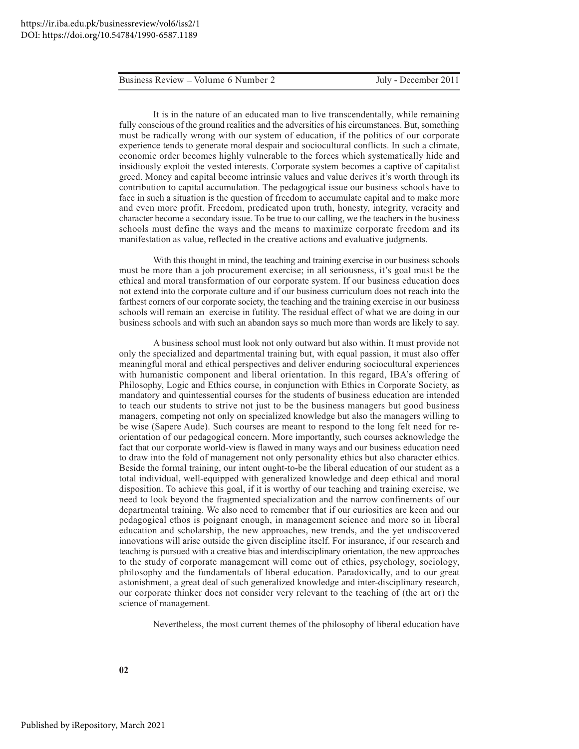It is in the nature of an educated man to live transcendentally, while remaining fully conscious of the ground realities and the adversities of his circumstances. But, something must be radically wrong with our system of education, if the politics of our corporate experience tends to generate moral despair and sociocultural conflicts. In such a climate, economic order becomes highly vulnerable to the forces which systematically hide and insidiously exploit the vested interests. Corporate system becomes a captive of capitalist greed. Money and capital become intrinsic values and value derives it's worth through its contribution to capital accumulation. The pedagogical issue our business schools have to face in such a situation is the question of freedom to accumulate capital and to make more and even more profit. Freedom, predicated upon truth, honesty, integrity, veracity and character become a secondary issue. To be true to our calling, we the teachers in the business schools must define the ways and the means to maximize corporate freedom and its manifestation as value, reflected in the creative actions and evaluative judgments.

With this thought in mind, the teaching and training exercise in our business schools must be more than a job procurement exercise; in all seriousness, it's goal must be the ethical and moral transformation of our corporate system. If our business education does not extend into the corporate culture and if our business curriculum does not reach into the farthest corners of our corporate society, the teaching and the training exercise in our business schools will remain an exercise in futility. The residual effect of what we are doing in our business schools and with such an abandon says so much more than words are likely to say.

A business school must look not only outward but also within. It must provide not only the specialized and departmental training but, with equal passion, it must also offer meaningful moral and ethical perspectives and deliver enduring sociocultural experiences with humanistic component and liberal orientation. In this regard, IBA's offering of Philosophy, Logic and Ethics course, in conjunction with Ethics in Corporate Society, as mandatory and quintessential courses for the students of business education are intended to teach our students to strive not just to be the business managers but good business managers, competing not only on specialized knowledge but also the managers willing to be wise (Sapere Aude). Such courses are meant to respond to the long felt need for re-orientation of our pedagogical concern. More importantly, such courses acknowledge the fact that our corporate world-view is flawed in many ways and our business education need to draw into the fold of management not only personality ethics but also character ethics. Beside the formal training, our intent ought-to-be the liberal education of our student as a total individual, well-equipped with generalized knowledge and deep ethical and moral disposition. To achieve this goal, if it is worthy of our teaching and training exercise, we need to look beyond the fragmented specialization and the narrow confinements of our departmental training. We also need to remember that if our curiosities are keen and our pedagogical ethos is poignant enough, in management science and more so in liberal education and scholarship, the new approaches, new trends, and the yet undiscovered innovations will arise outside the given discipline itself. For insurance, if our research and teaching is pursued with a creative bias and interdisciplinary orientation, the new approaches to the study of corporate management will come out of ethics, psychology, sociology, philosophy and the fundamentals of liberal education. Paradoxically, and to our great astonishment, a great deal of such generalized knowledge and inter-disciplinary research, our corporate thinker does not consider very relevant to the teaching of (the art or) the science of management.

Nevertheless, the most current themes of the philosophy of liberal education have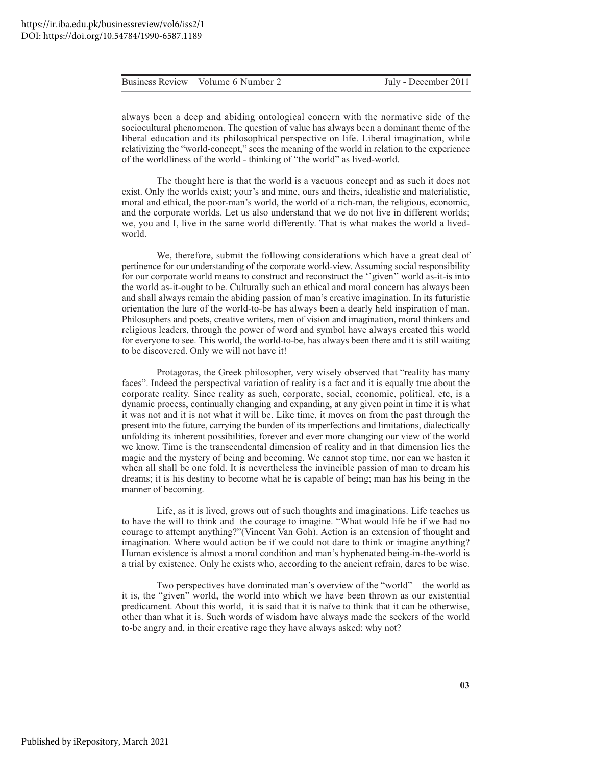always been a deep and abiding ontological concern with the normative side of the sociocultural phenomenon. The question of value has always been a dominant theme of the liberal education and its philosophical perspective on life. Liberal imagination, while relativizing the "world-concept," sees the meaning of the world in relation to the experience of the worldliness of the world - thinking of "the world" as lived-world.

The thought here is that the world is a vacuous concept and as such it does not exist. Only the worlds exist; your's and mine, ours and theirs, idealistic and materialistic, moral and ethical, the poor-man's world, the world of a rich-man, the religious, economic, and the corporate worlds. Let us also understand that we do not live in different worlds; we, you and I, live in the same world differently. That is what makes the world a lived-world.

We, therefore, submit the following considerations which have a great deal of pertinence for our understanding of the corporate world-view. Assuming social responsibility for our corporate world means to construct and reconstruct the ''given'' world as-it-is into the world as-it-ought to be. Culturally such an ethical and moral concern has always been and shall always remain the abiding passion of man's creative imagination. In its futuristic orientation the lure of the world-to-be has always been a dearly held inspiration of man. Philosophers and poets, creative writers, men of vision and imagination, moral thinkers and religious leaders, through the power of word and symbol have always created this world for everyone to see. This world, the world-to-be, has always been there and it is still waiting to be discovered. Only we will not have it!

Protagoras, the Greek philosopher, very wisely observed that "reality has many faces". Indeed the perspectival variation of reality is a fact and it is equally true about the corporate reality. Since reality as such, corporate, social, economic, political, etc, is a dynamic process, continually changing and expanding, at any given point in time it is what it was not and it is not what it will be. Like time, it moves on from the past through the present into the future, carrying the burden of its imperfections and limitations, dialectically unfolding its inherent possibilities, forever and ever more changing our view of the world we know. Time is the transcendental dimension of reality and in that dimension lies the magic and the mystery of being and becoming. We cannot stop time, nor can we hasten it when all shall be one fold. It is nevertheless the invincible passion of man to dream his dreams; it is his destiny to become what he is capable of being; man has his being in the manner of becoming.

Life, as it is lived, grows out of such thoughts and imaginations. Life teaches us to have the will to think and the courage to imagine. "What would life be if we had no courage to attempt anything?"(Vincent Van Goh). Action is an extension of thought and imagination. Where would action be if we could not dare to think or imagine anything? Human existence is almost a moral condition and man's hyphenated being-in-the-world is a trial by existence. Only he exists who, according to the ancient refrain, dares to be wise.

Two perspectives have dominated man's overview of the "world" – the world as it is, the "given" world, the world into which we have been thrown as our existential predicament. About this world, it is said that it is naïve to think that it can be otherwise, other than what it is. Such words of wisdom have always made the seekers of the world to-be angry and, in their creative rage they have always asked: why not?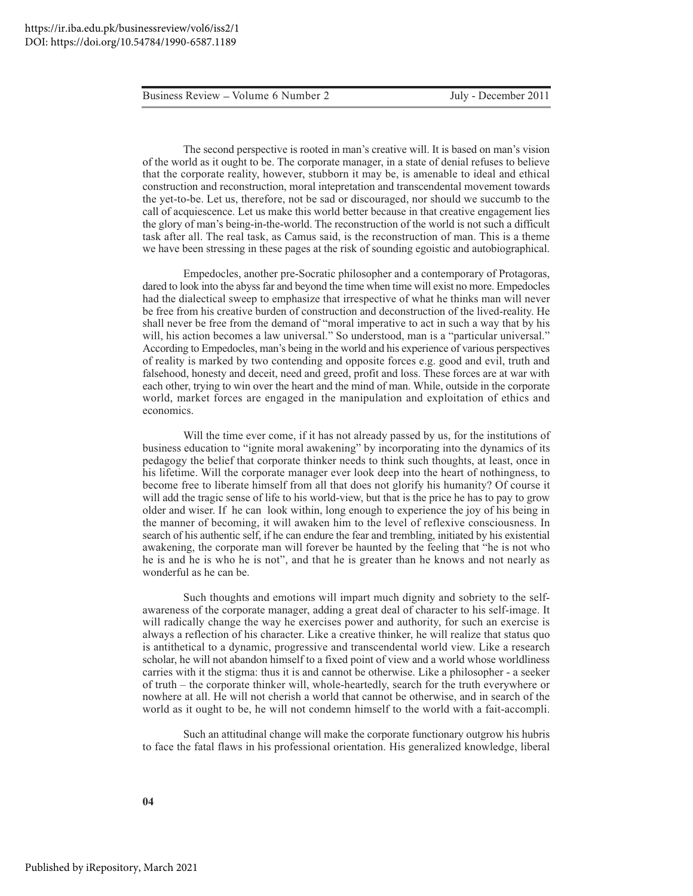The second perspective is rooted in man's creative will. It is based on man's vision of the world as it ought to be. The corporate manager, in a state of denial refuses to believe that the corporate reality, however, stubborn it may be, is amenable to ideal and ethical construction and reconstruction, moral intepretation and transcendental movement towards the yet-to-be. Let us, therefore, not be sad or discouraged, nor should we succumb to the call of acquiescence. Let us make this world better because in that creative engagement lies the glory of man's being-in-the-world. The reconstruction of the world is not such a difficult task after all. The real task, as Camus said, is the reconstruction of man. This is a theme we have been stressing in these pages at the risk of sounding egoistic and autobiographical.

Empedocles, another pre-Socratic philosopher and a contemporary of Protagoras, dared to look into the abyss far and beyond the time when time will exist no more. Empedocles had the dialectical sweep to emphasize that irrespective of what he thinks man will never be free from his creative burden of construction and deconstruction of the lived-reality. He shall never be free from the demand of "moral imperative to act in such a way that by his will, his action becomes a law universal." So understood, man is a "particular universal." According to Empedocles, man's being in the world and his experience of various perspectives of reality is marked by two contending and opposite forces e.g. good and evil, truth and falsehood, honesty and deceit, need and greed, profit and loss. These forces are at war with each other, trying to win over the heart and the mind of man. While, outside in the corporate world, market forces are engaged in the manipulation and exploitation of ethics and economics.

Will the time ever come, if it has not already passed by us, for the institutions of business education to "ignite moral awakening" by incorporating into the dynamics of its pedagogy the belief that corporate thinker needs to think such thoughts, at least, once in his lifetime. Will the corporate manager ever look deep into the heart of nothingness, to become free to liberate himself from all that does not glorify his humanity? Of course it will add the tragic sense of life to his world-view, but that is the price he has to pay to grow older and wiser. If he can look within, long enough to experience the joy of his being in the manner of becoming, it will awaken him to the level of reflexive consciousness. In search of his authentic self, if he can endure the fear and trembling, initiated by his existential awakening, the corporate man will forever be haunted by the feeling that "he is not who he is and he is who he is not", and that he is greater than he knows and not nearly as wonderful as he can be.

Such thoughts and emotions will impart much dignity and sobriety to the self-awareness of the corporate manager, adding a great deal of character to his self-image. It will radically change the way he exercises power and authority, for such an exercise is always a reflection of his character. Like a creative thinker, he will realize that status quo is antithetical to a dynamic, progressive and transcendental world view. Like a research scholar, he will not abandon himself to a fixed point of view and a world whose worldliness carries with it the stigma: thus it is and cannot be otherwise. Like a philosopher - a seeker of truth – the corporate thinker will, whole-heartedly, search for the truth everywhere or nowhere at all. He will not cherish a world that cannot be otherwise, and in search of the world as it ought to be, he will not condemn himself to the world with a fait-accompli.

Such an attitudinal change will make the corporate functionary outgrow his hubris to face the fatal flaws in his professional orientation. His generalized knowledge, liberal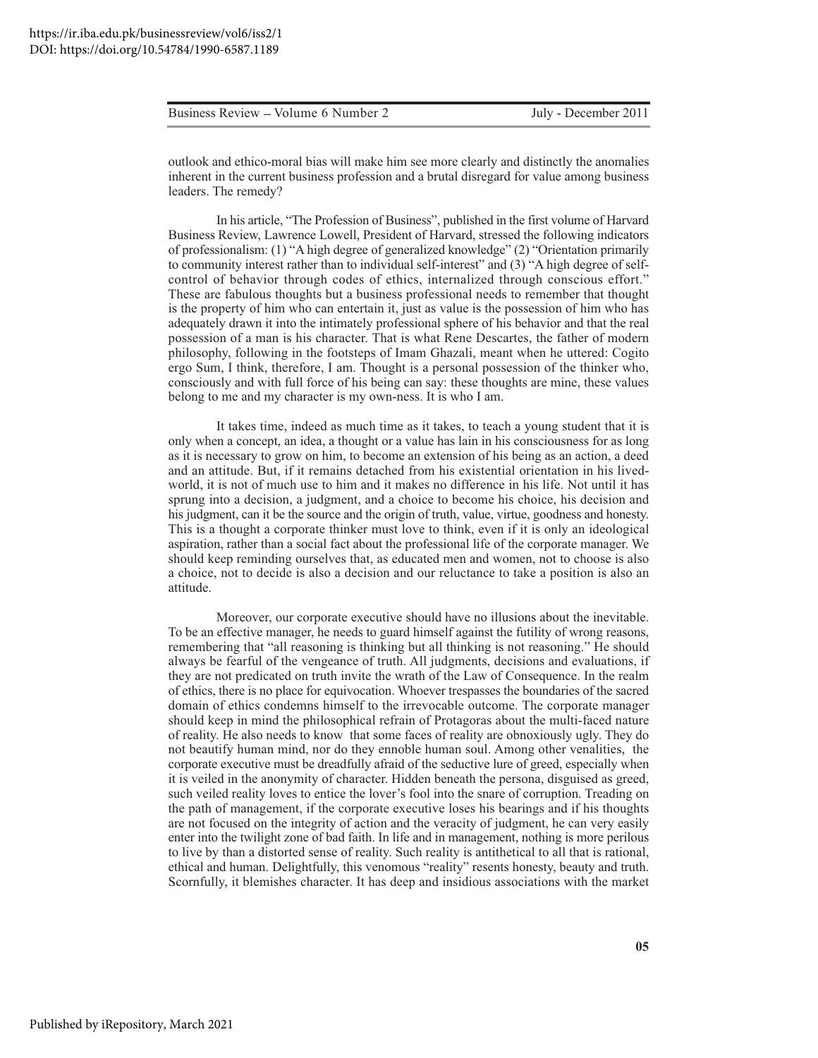outlook and ethico-moral bias will make him see more clearly and distinctly the anomalies inherent in the current business profession and a brutal disregard for value among business leaders. The remedy?

In his article, "The Profession of Business", published in the first volume of Harvard Business Review, Lawrence Lowell, President of Harvard, stressed the following indicators of professionalism: (1) "A high degree of generalized knowledge" (2) "Orientation primarily to community interest rather than to individual self-interest" and (3) "A high degree of self-control of behavior through codes of ethics, internalized through conscious effort." These are fabulous thoughts but a business professional needs to remember that thought is the property of him who can entertain it, just as value is the possession of him who has adequately drawn it into the intimately professional sphere of his behavior and that the real possession of a man is his character. That is what Rene Descartes, the father of modern philosophy, following in the footsteps of Imam Ghazali, meant when he uttered: Cogito ergo Sum, I think, therefore, I am. Thought is a personal possession of the thinker who, consciously and with full force of his being can say: these thoughts are mine, these values belong to me and my character is my own-ness. It is who I am.

It takes time, indeed as much time as it takes, to teach a young student that it is only when a concept, an idea, a thought or a value has lain in his consciousness for as long as it is necessary to grow on him, to become an extension of his being as an action, a deed and an attitude. But, if it remains detached from his existential orientation in his lived-world, it is not of much use to him and it makes no difference in his life. Not until it has sprung into a decision, a judgment, and a choice to become his choice, his decision and his judgment, can it be the source and the origin of truth, value, virtue, goodness and honesty. This is a thought a corporate thinker must love to think, even if it is only an ideological aspiration, rather than a social fact about the professional life of the corporate manager. We should keep reminding ourselves that, as educated men and women, not to choose is also a choice, not to decide is also a decision and our reluctance to take a position is also an attitude.

Moreover, our corporate executive should have no illusions about the inevitable. To be an effective manager, he needs to guard himself against the futility of wrong reasons, remembering that "all reasoning is thinking but all thinking is not reasoning." He should always be fearful of the vengeance of truth. All judgments, decisions and evaluations, if they are not predicated on truth invite the wrath of the Law of Consequence. In the realm of ethics, there is no place for equivocation. Whoever trespasses the boundaries of the sacred domain of ethics condemns himself to the irrevocable outcome. The corporate manager should keep in mind the philosophical refrain of Protagoras about the multi-faced nature of reality. He also needs to know that some faces of reality are obnoxiously ugly. They do not beautify human mind, nor do they ennoble human soul. Among other venalities, the corporate executive must be dreadfully afraid of the seductive lure of greed, especially when it is veiled in the anonymity of character. Hidden beneath the persona, disguised as greed, such veiled reality loves to entice the lover's fool into the snare of corruption. Treading on the path of management, if the corporate executive loses his bearings and if his thoughts are not focused on the integrity of action and the veracity of judgment, he can very easily enter into the twilight zone of bad faith. In life and in management, nothing is more perilous to live by than a distorted sense of reality. Such reality is antithetical to all that is rational, ethical and human. Delightfully, this venomous "reality" resents honesty, beauty and truth. Scornfully, it blemishes character. It has deep and insidious associations with the market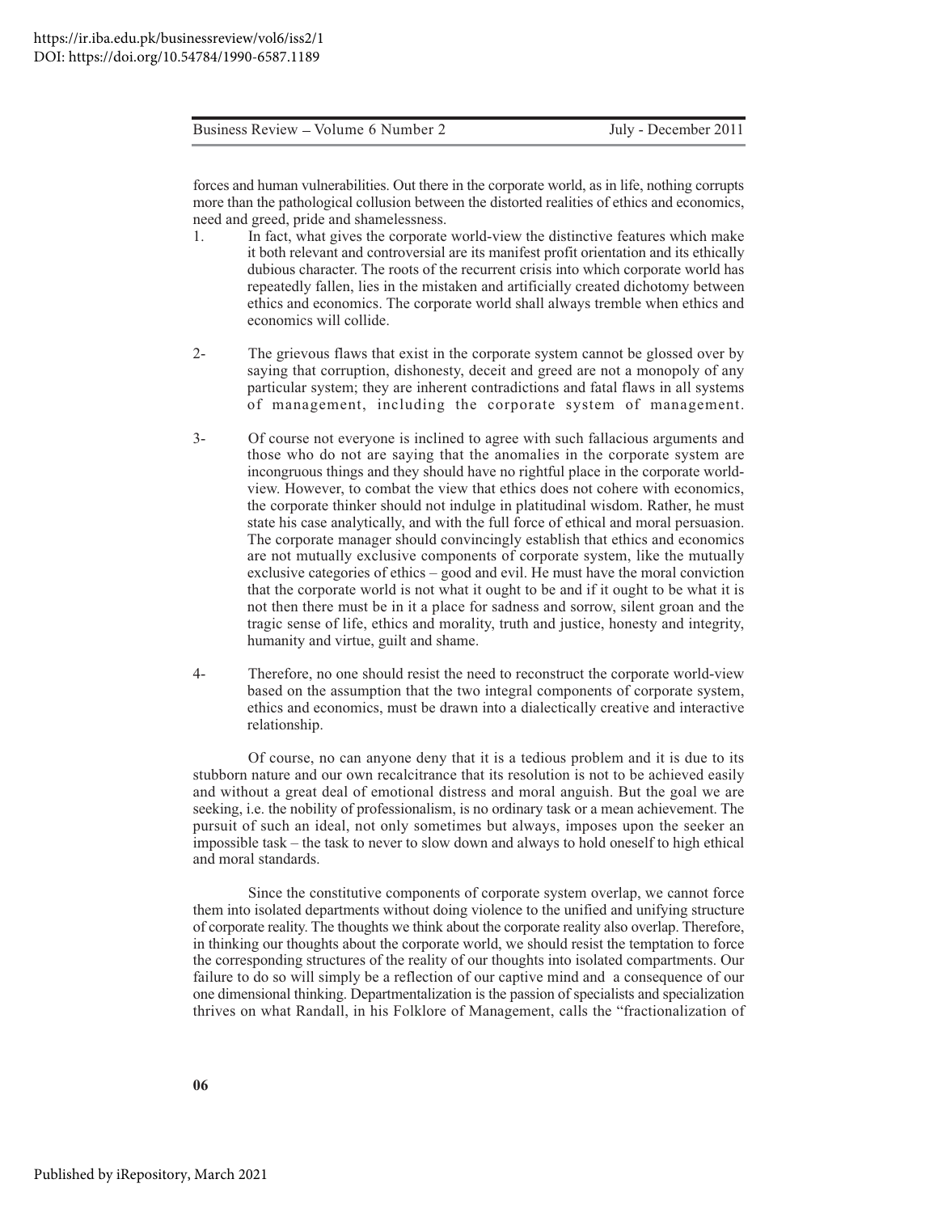forces and human vulnerabilities. Out there in the corporate world, as in life, nothing corrupts more than the pathological collusion between the distorted realities of ethics and economics, need and greed, pride and shamelessness.

1. In fact, what gives the corporate world-view the distinctive features which make it both relevant and controversial are its manifest profit orientation and its ethically dubious character. The roots of the recurrent crisis into which corporate world has repeatedly fallen, lies in the mistaken and artificially created dichotomy between ethics and economics. The corporate world shall always tremble when ethics and economics will collide.

2- The grievous flaws that exist in the corporate system cannot be glossed over by saying that corruption, dishonesty, deceit and greed are not a monopoly of any particular system; they are inherent contradictions and fatal flaws in all systems of management, including the corporate system of management.

3- Of course not everyone is inclined to agree with such fallacious arguments and those who do not are saying that the anomalies in the corporate system are incongruous things and they should have no rightful place in the corporate world-view. However, to combat the view that ethics does not cohere with economics, the corporate thinker should not indulge in platitudinal wisdom. Rather, he must state his case analytically, and with the full force of ethical and moral persuasion. The corporate manager should convincingly establish that ethics and economics are not mutually exclusive components of corporate system, like the mutually exclusive categories of ethics – good and evil. He must have the moral conviction that the corporate world is not what it ought to be and if it ought to be what it is not then there must be in it a place for sadness and sorrow, silent groan and the tragic sense of life, ethics and morality, truth and justice, honesty and integrity, humanity and virtue, guilt and shame.

4- Therefore, no one should resist the need to reconstruct the corporate world-view based on the assumption that the two integral components of corporate system, ethics and economics, must be drawn into a dialectically creative and interactive relationship.

Of course, no can anyone deny that it is a tedious problem and it is due to its stubborn nature and our own recalcitrance that its resolution is not to be achieved easily and without a great deal of emotional distress and moral anguish. But the goal we are seeking, i.e. the nobility of professionalism, is no ordinary task or a mean achievement. The pursuit of such an ideal, not only sometimes but always, imposes upon the seeker an impossible task – the task to never to slow down and always to hold oneself to high ethical and moral standards.

Since the constitutive components of corporate system overlap, we cannot force them into isolated departments without doing violence to the unified and unifying structure of corporate reality. The thoughts we think about the corporate reality also overlap. Therefore, in thinking our thoughts about the corporate world, we should resist the temptation to force the corresponding structures of the reality of our thoughts into isolated compartments. Our failure to do so will simply be a reflection of our captive mind and a consequence of our one dimensional thinking. Departmentalization is the passion of specialists and specialization thrives on what Randall, in his Folklore of Management, calls the "fractionalization of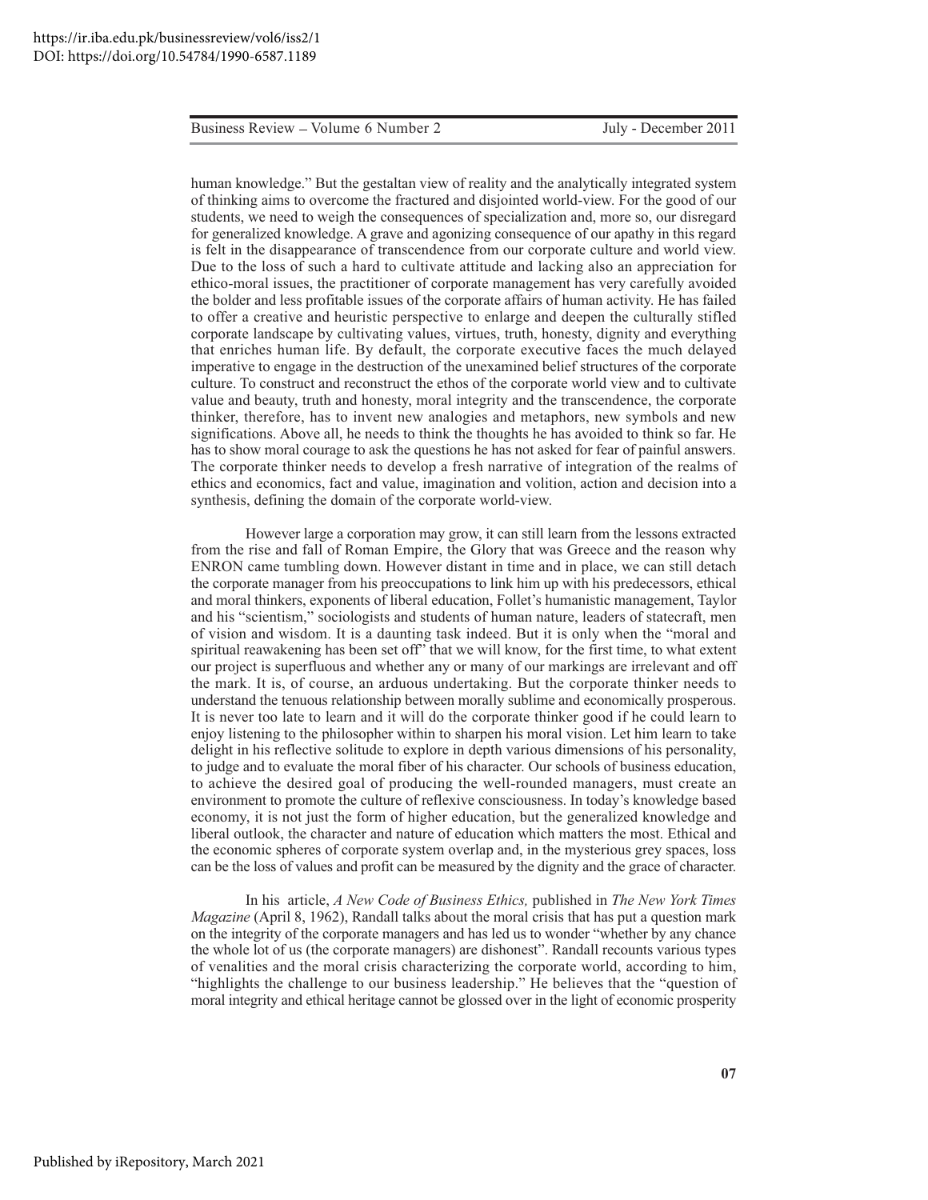human knowledge." But the gestaltan view of reality and the analytically integrated system of thinking aims to overcome the fractured and disjointed world-view. For the good of our students, we need to weigh the consequences of specialization and, more so, our disregard for generalized knowledge. A grave and agonizing consequence of our apathy in this regard is felt in the disappearance of transcendence from our corporate culture and world view. Due to the loss of such a hard to cultivate attitude and lacking also an appreciation for ethico-moral issues, the practitioner of corporate management has very carefully avoided the bolder and less profitable issues of the corporate affairs of human activity. He has failed to offer a creative and heuristic perspective to enlarge and deepen the culturally stifled corporate landscape by cultivating values, virtues, truth, honesty, dignity and everything that enriches human life. By default, the corporate executive faces the much delayed imperative to engage in the destruction of the unexamined belief structures of the corporate culture. To construct and reconstruct the ethos of the corporate world view and to cultivate value and beauty, truth and honesty, moral integrity and the transcendence, the corporate thinker, therefore, has to invent new analogies and metaphors, new symbols and new significations. Above all, he needs to think the thoughts he has avoided to think so far. He has to show moral courage to ask the questions he has not asked for fear of painful answers. The corporate thinker needs to develop a fresh narrative of integration of the realms of ethics and economics, fact and value, imagination and volition, action and decision into a synthesis, defining the domain of the corporate world-view.

However large a corporation may grow, it can still learn from the lessons extracted from the rise and fall of Roman Empire, the Glory that was Greece and the reason why ENRON came tumbling down. However distant in time and in place, we can still detach the corporate manager from his preoccupations to link him up with his predecessors, ethical and moral thinkers, exponents of liberal education, Follet's humanistic management, Taylor and his "scientism," sociologists and students of human nature, leaders of statecraft, men of vision and wisdom. It is a daunting task indeed. But it is only when the "moral and spiritual reawakening has been set off" that we will know, for the first time, to what extent our project is superfluous and whether any or many of our markings are irrelevant and off the mark. It is, of course, an arduous undertaking. But the corporate thinker needs to understand the tenuous relationship between morally sublime and economically prosperous. It is never too late to learn and it will do the corporate thinker good if he could learn to enjoy listening to the philosopher within to sharpen his moral vision. Let him learn to take delight in his reflective solitude to explore in depth various dimensions of his personality, to judge and to evaluate the moral fiber of his character. Our schools of business education, to achieve the desired goal of producing the well-rounded managers, must create an environment to promote the culture of reflexive consciousness. In today's knowledge based economy, it is not just the form of higher education, but the generalized knowledge and liberal outlook, the character and nature of education which matters the most. Ethical and the economic spheres of corporate system overlap and, in the mysterious grey spaces, loss can be the loss of values and profit can be measured by the dignity and the grace of character.

In his article, *A New Code of Business Ethics,* published in *The New York Times Magazine* (April 8, 1962), Randall talks about the moral crisis that has put a question mark on the integrity of the corporate managers and has led us to wonder "whether by any chance the whole lot of us (the corporate managers) are dishonest". Randall recounts various types of venalities and the moral crisis characterizing the corporate world, according to him, "highlights the challenge to our business leadership." He believes that the "question of moral integrity and ethical heritage cannot be glossed over in the light of economic prosperity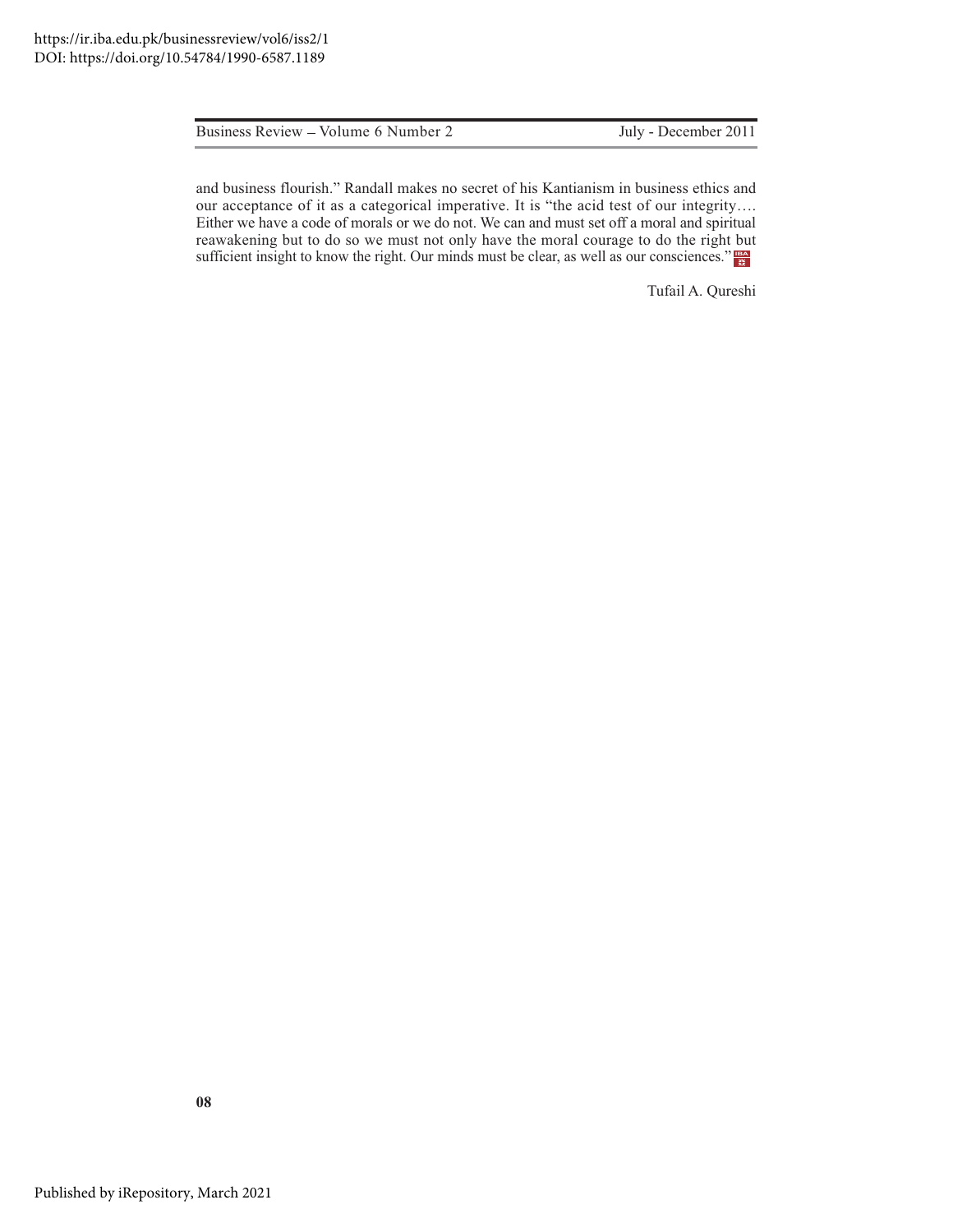and business flourish." Randall makes no secret of his Kantianism in business ethics and our acceptance of it as a categorical imperative. It is "the acid test of our integrity…. Either we have a code of morals or we do not. We can and must set off a moral and spiritual reawakening but to do so we must not only have the moral courage to do the right but sufficient insight to know the right. Our minds must be clear, as well as our consciences."

Tufail A. Qureshi